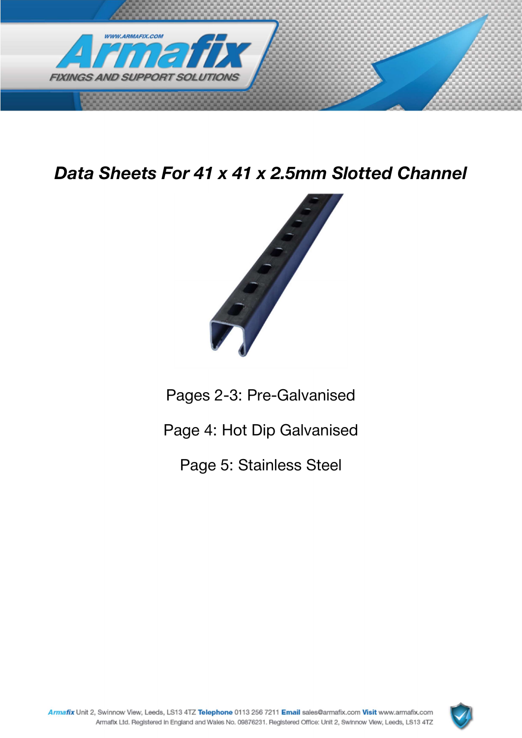# *Data Sheets For 41 x 41 x 2.5mm Slotted Channel*

Pages 2-3: Pre-Galvanised

Page 4: Hot Dip Galvanised

Page 5: Stainless Steel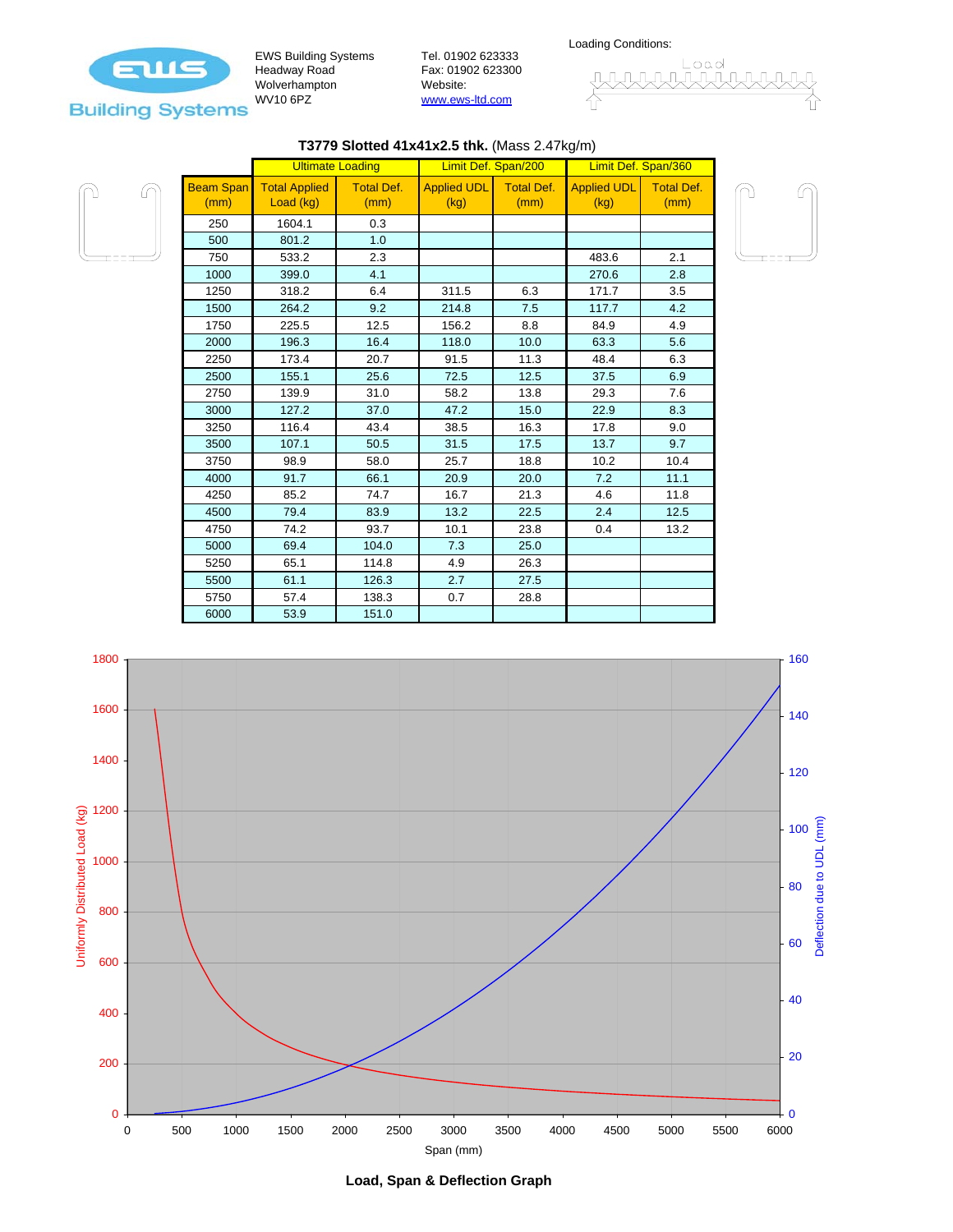EWS Building Systems
Headway Road
Wolverhampton
WV10 6PZ

Tel. 01902 623333
Fax: 01902 623300
Website:
www.ews-ltd.com

Loading Conditions:

## **T3779 Slotted 41x41x2.5 thk.** (Mass 2.47kg/m)

| | Ultimate Loading | | Limit Def. Span/200 | | Limit Def. Span/360 | |
|---|---|---|---|---|---|---|
| Beam Span (mm) | Total Applied Load (kg) | Total Def. (mm) | Applied UDL (kg) | Total Def. (mm) | Applied UDL (kg) | Total Def. (mm) |
| 250 | 1604.1 | 0.3 | | | | |
| 500 | 801.2 | 1.0 | | | | |
| 750 | 533.2 | 2.3 | | | 483.6 | 2.1 |
| 1000 | 399.0 | 4.1 | | | 270.6 | 2.8 |
| 1250 | 318.2 | 6.4 | 311.5 | 6.3 | 171.7 | 3.5 |
| 1500 | 264.2 | 9.2 | 214.8 | 7.5 | 117.7 | 4.2 |
| 1750 | 225.5 | 12.5 | 156.2 | 8.8 | 84.9 | 4.9 |
| 2000 | 196.3 | 16.4 | 118.0 | 10.0 | 63.3 | 5.6 |
| 2250 | 173.4 | 20.7 | 91.5 | 11.3 | 48.4 | 6.3 |
| 2500 | 155.1 | 25.6 | 72.5 | 12.5 | 37.5 | 6.9 |
| 2750 | 139.9 | 31.0 | 58.2 | 13.8 | 29.3 | 7.6 |
| 3000 | 127.2 | 37.0 | 47.2 | 15.0 | 22.9 | 8.3 |
| 3250 | 116.4 | 43.4 | 38.5 | 16.3 | 17.8 | 9.0 |
| 3500 | 107.1 | 50.5 | 31.5 | 17.5 | 13.7 | 9.7 |
| 3750 | 98.9 | 58.0 | 25.7 | 18.8 | 10.2 | 10.4 |
| 4000 | 91.7 | 66.1 | 20.9 | 20.0 | 7.2 | 11.1 |
| 4250 | 85.2 | 74.7 | 16.7 | 21.3 | 4.6 | 11.8 |
| 4500 | 79.4 | 83.9 | 13.2 | 22.5 | 2.4 | 12.5 |
| 4750 | 74.2 | 93.7 | 10.1 | 23.8 | 0.4 | 13.2 |
| 5000 | 69.4 | 104.0 | 7.3 | 25.0 | | |
| 5250 | 65.1 | 114.8 | 4.9 | 26.3 | | |
| 5500 | 61.1 | 126.3 | 2.7 | 27.5 | | |
| 5750 | 57.4 | 138.3 | 0.7 | 28.8 | | |
| 6000 | 53.9 | 151.0 | | | | |

**Load, Span & Deflection Graph**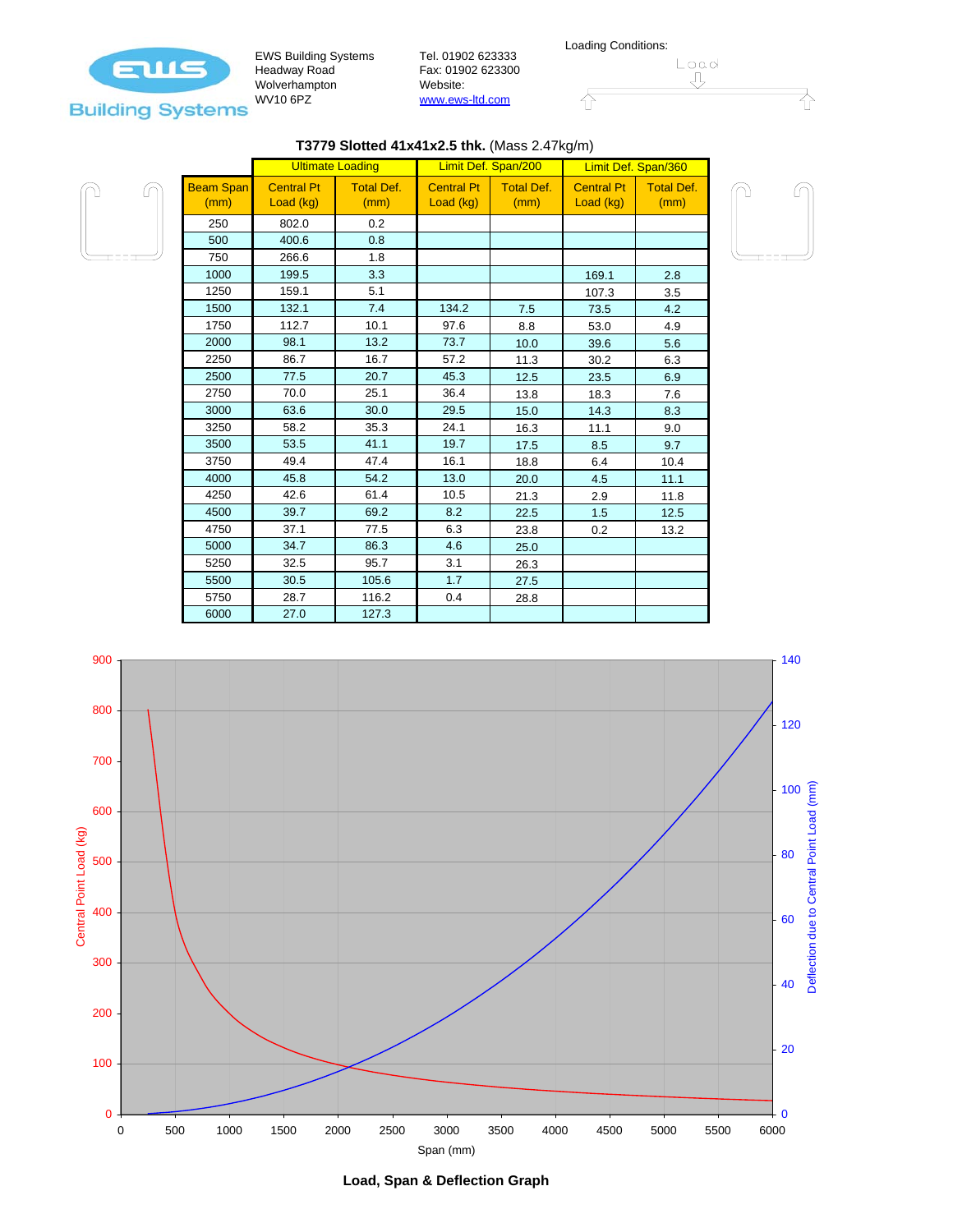EWS Building Systems
Headway Road
Wolverhampton
WV10 6PZ

Tel. 01902 623333
Fax: 01902 623300
Website:
www.ews-ltd.com

Loading Conditions:

Load

## T3779 Slotted 41x41x2.5 thk. (Mass 2.47kg/m)

| | Ultimate Loading | | Limit Def. Span/200 | | Limit Def. Span/360 | |
|---|---|---|---|---|---|---|
| Beam Span (mm) | Central Pt Load (kg) | Total Def. (mm) | Central Pt Load (kg) | Total Def. (mm) | Central Pt Load (kg) | Total Def. (mm) |
| 250 | 802.0 | 0.2 | | | | |
| 500 | 400.6 | 0.8 | | | | |
| 750 | 266.6 | 1.8 | | | | |
| 1000 | 199.5 | 3.3 | | | 169.1 | 2.8 |
| 1250 | 159.1 | 5.1 | | | 107.3 | 3.5 |
| 1500 | 132.1 | 7.4 | 134.2 | 7.5 | 73.5 | 4.2 |
| 1750 | 112.7 | 10.1 | 97.6 | 8.8 | 53.0 | 4.9 |
| 2000 | 98.1 | 13.2 | 73.7 | 10.0 | 39.6 | 5.6 |
| 2250 | 86.7 | 16.7 | 57.2 | 11.3 | 30.2 | 6.3 |
| 2500 | 77.5 | 20.7 | 45.3 | 12.5 | 23.5 | 6.9 |
| 2750 | 70.0 | 25.1 | 36.4 | 13.8 | 18.3 | 7.6 |
| 3000 | 63.6 | 30.0 | 29.5 | 15.0 | 14.3 | 8.3 |
| 3250 | 58.2 | 35.3 | 24.1 | 16.3 | 11.1 | 9.0 |
| 3500 | 53.5 | 41.1 | 19.7 | 17.5 | 8.5 | 9.7 |
| 3750 | 49.4 | 47.4 | 16.1 | 18.8 | 6.4 | 10.4 |
| 4000 | 45.8 | 54.2 | 13.0 | 20.0 | 4.5 | 11.1 |
| 4250 | 42.6 | 61.4 | 10.5 | 21.3 | 2.9 | 11.8 |
| 4500 | 39.7 | 69.2 | 8.2 | 22.5 | 1.5 | 12.5 |
| 4750 | 37.1 | 77.5 | 6.3 | 23.8 | 0.2 | 13.2 |
| 5000 | 34.7 | 86.3 | 4.6 | 25.0 | | |
| 5250 | 32.5 | 95.7 | 3.1 | 26.3 | | |
| 5500 | 30.5 | 105.6 | 1.7 | 27.5 | | |
| 5750 | 28.7 | 116.2 | 0.4 | 28.8 | | |
| 6000 | 27.0 | 127.3 | | | | |

**Load, Span & Deflection Graph**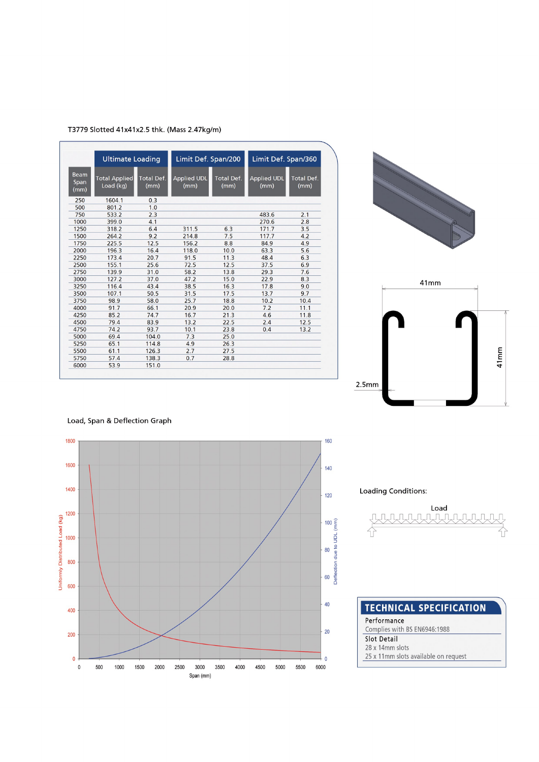T3779 Slotted 41x41x2.5 thk. (Mass 2.47kg/m)

| Beam Span (mm) | Ultimate Loading | | Limit Def. Span/200 | | Limit Def. Span/360 | |
|---|---|---|---|---|---|---|
| | Total Applied Load (kg) | Total Def. (mm) | Applied UDL (mm) | Total Def. (mm) | Applied UDL (mm) | Total Def. (mm) |
| 250 | 1604.1 | 0.3 | | | | |
| 500 | 801.2 | 1.0 | | | | |
| 750 | 533.2 | 2.3 | | | 483.6 | 2.1 |
| 1000 | 399.0 | 4.1 | | | 270.6 | 2.8 |
| 1250 | 318.2 | 6.4 | 311.5 | 6.3 | 171.7 | 3.5 |
| 1500 | 264.2 | 9.2 | 214.8 | 7.5 | 117.7 | 4.2 |
| 1750 | 225.5 | 12.5 | 156.2 | 8.8 | 84.9 | 4.9 |
| 2000 | 196.3 | 16.4 | 118.0 | 10.0 | 63.3 | 5.6 |
| 2250 | 173.4 | 20.7 | 91.5 | 11.3 | 48.4 | 6.3 |
| 2500 | 155.1 | 25.6 | 72.5 | 12.5 | 37.5 | 6.9 |
| 2750 | 139.9 | 31.0 | 58.2 | 13.8 | 29.3 | 7.6 |
| 3000 | 127.2 | 37.0 | 47.2 | 15.0 | 22.9 | 8.3 |
| 3250 | 116.4 | 43.4 | 38.5 | 16.3 | 17.8 | 9.0 |
| 3500 | 107.1 | 50.5 | 31.5 | 17.5 | 13.7 | 9.7 |
| 3750 | 98.9 | 58.0 | 25.7 | 18.8 | 10.2 | 10.4 |
| 4000 | 91.7 | 66.1 | 20.9 | 20.0 | 7.2 | 11.1 |
| 4250 | 85.2 | 74.7 | 16.7 | 21.3 | 4.6 | 11.8 |
| 4500 | 79.4 | 83.9 | 13.2 | 22.5 | 2.4 | 12.5 |
| 4750 | 74.2 | 93.7 | 10.1 | 23.8 | 0.4 | 13.2 |
| 5000 | 69.4 | 104.0 | 7.3 | 25.0 | | |
| 5250 | 65.1 | 114.8 | 4.9 | 26.3 | | |
| 5500 | 61.1 | 126.3 | 2.7 | 27.5 | | |
| 5750 | 57.4 | 138.3 | 0.7 | 28.8 | | |
| 6000 | 53.9 | 151.0 | | | | |

41mm

41mm

2.5mm

Load, Span & Deflection Graph

Loading Conditions:

Load

## TECHNICAL SPECIFICATION

**Performance**

Complies with BS EN6946:1988

**Slot Detail**

28 x 14mm slots

25 x 11mm slots available on request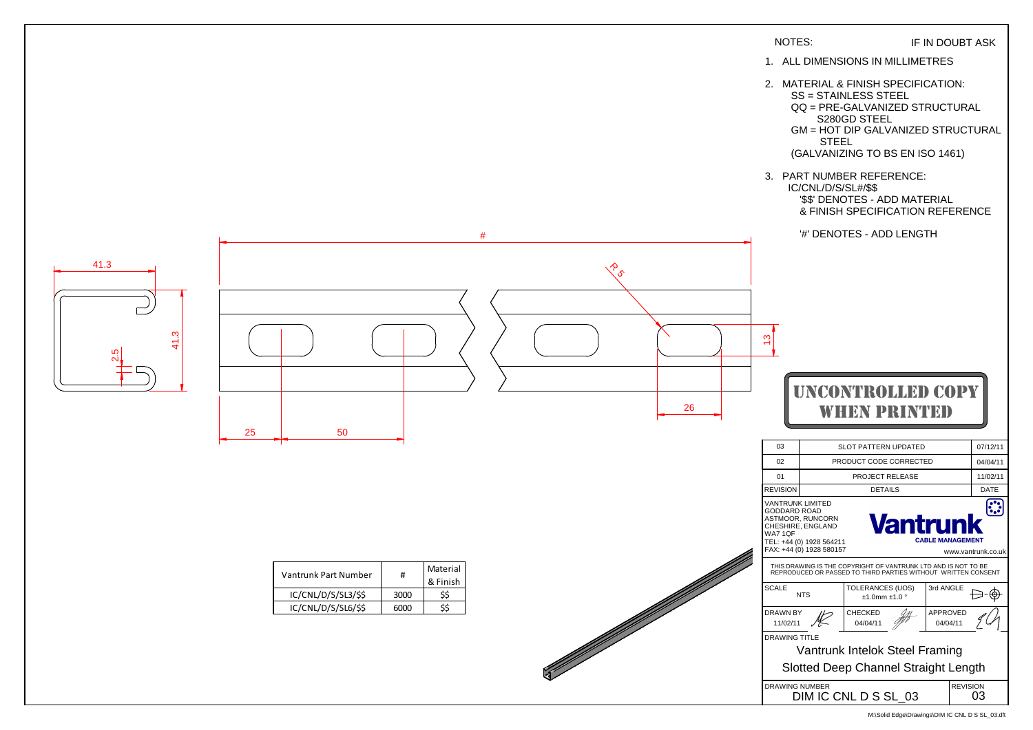NOTES:

IF IN DOUBT ASK

1. ALL DIMENSIONS IN MILLIMETRES
2. MATERIAL & FINISH SPECIFICATION:
   SS = STAINLESS STEEL
   QQ = PRE-GALVANIZED STRUCTURAL S280GD STEEL
   GM = HOT DIP GALVANIZED STRUCTURAL STEEL
   (GALVANIZING TO BS EN ISO 1461)
3. PART NUMBER REFERENCE:
   IC/CNL/D/S/SL#/$$
   '$$' DENOTES - ADD MATERIAL & FINISH SPECIFICATION REFERENCE
   '#' DENOTES - ADD LENGTH

41.3
41.3
2.5
#
R 5
13
26
25
50

| Vantrunk Part Number | # | Material & Finish |
|---|---|---|
| IC/CNL/D/S/SL3/$$ | 3000 | $$ |
| IC/CNL/D/S/SL6/$$ | 6000 | $$ |

UNCONTROLLED COPY WHEN PRINTED

| REVISION | DETAILS | DATE |
|---|---|---|
| 03 | SLOT PATTERN UPDATED | 07/12/11 |
| 02 | PRODUCT CODE CORRECTED | 04/04/11 |
| 01 | PROJECT RELEASE | 11/02/11 |

VANTRUNK LIMITED
GODDARD ROAD
ASTMOOR, RUNCORN
CHESHIRE, ENGLAND
WA7 1QF
TEL: +44 (0) 1928 564211
FAX: +44 (0) 1928 580157

Vantrunk CABLE MANAGEMENT
www.vantrunk.co.uk

THIS DRAWING IS THE COPYRIGHT OF VANTRUNK LTD AND IS NOT TO BE REPRODUCED OR PASSED TO THIRD PARTIES WITHOUT WRITTEN CONSENT

| SCALE | TOLERANCES (UOS) | 3rd ANGLE |
|---|---|---|
| NTS | ±1.0mm ±1.0 ° | |

| DRAWN BY | CHECKED | APPROVED |
|---|---|---|
| 11/02/11 | 04/04/11 | 04/04/11 |

DRAWING TITLE
Vantrunk Intelok Steel Framing
Slotted Deep Channel Straight Length

DRAWING NUMBER: DIM IC CNL D S SL_03
REVISION: 03

M:\Solid Edge\Drawings\DIM IC CNL D S SL_03.dft